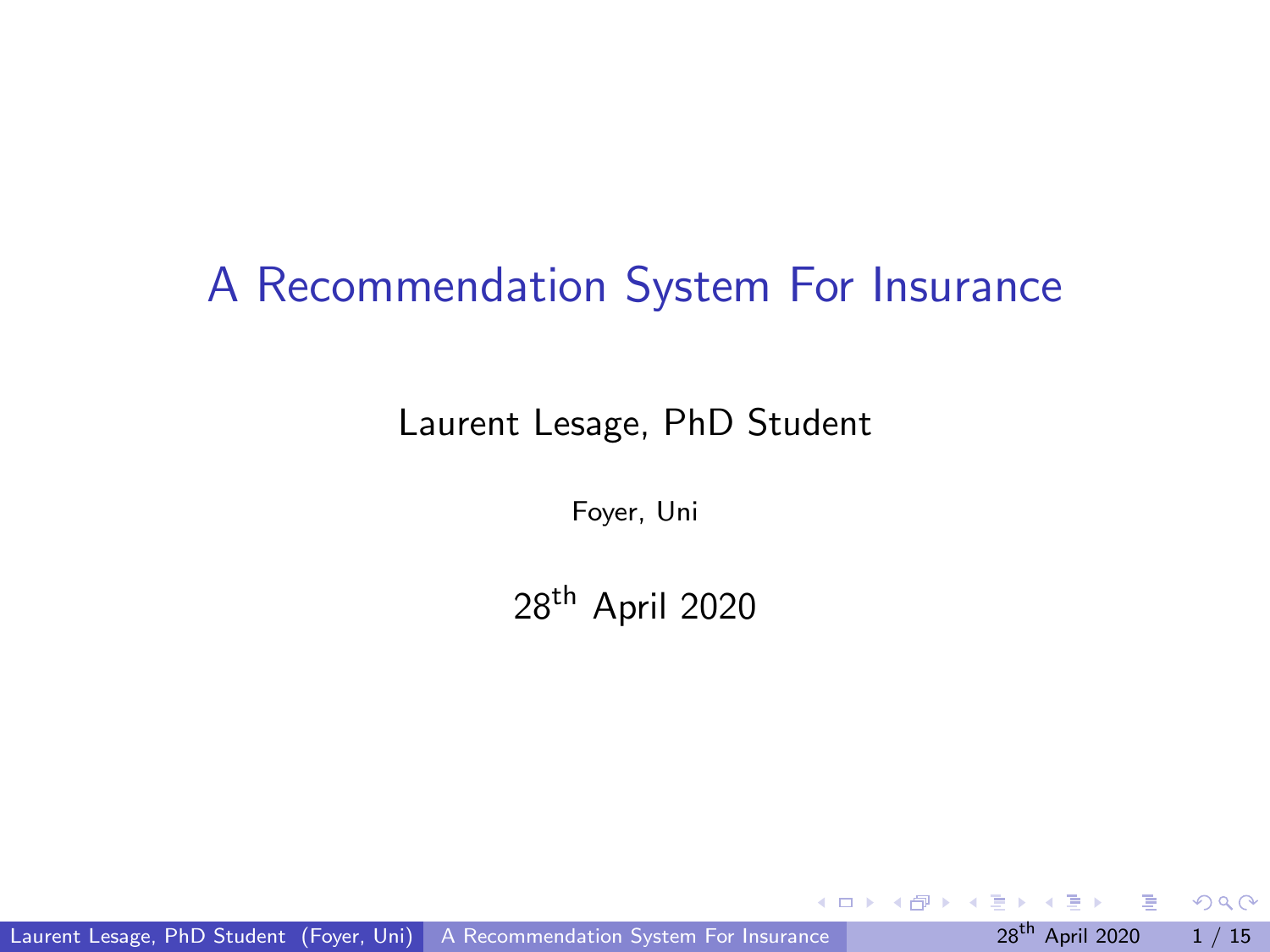# A Recommendation System For Insurance

Laurent Lesage, PhD Student

Foyer, Uni

28th April 2020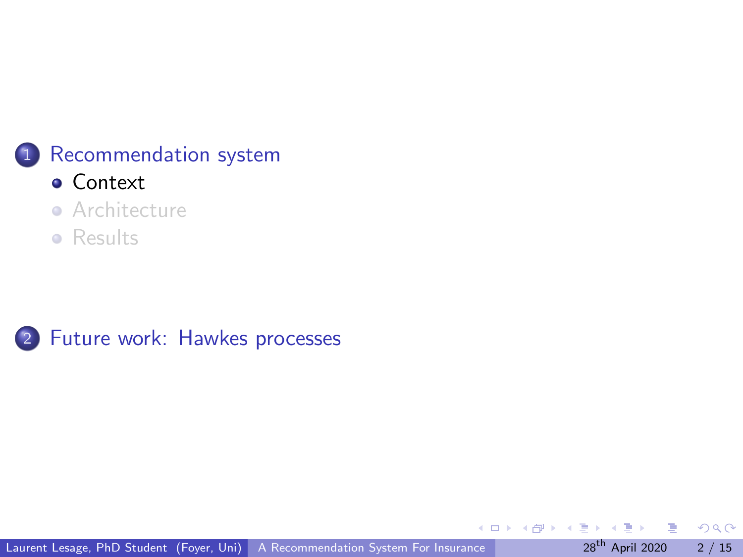1. Recommendation system
   - Context
   - Architecture
   - Results

2. Future work: Hawkes processes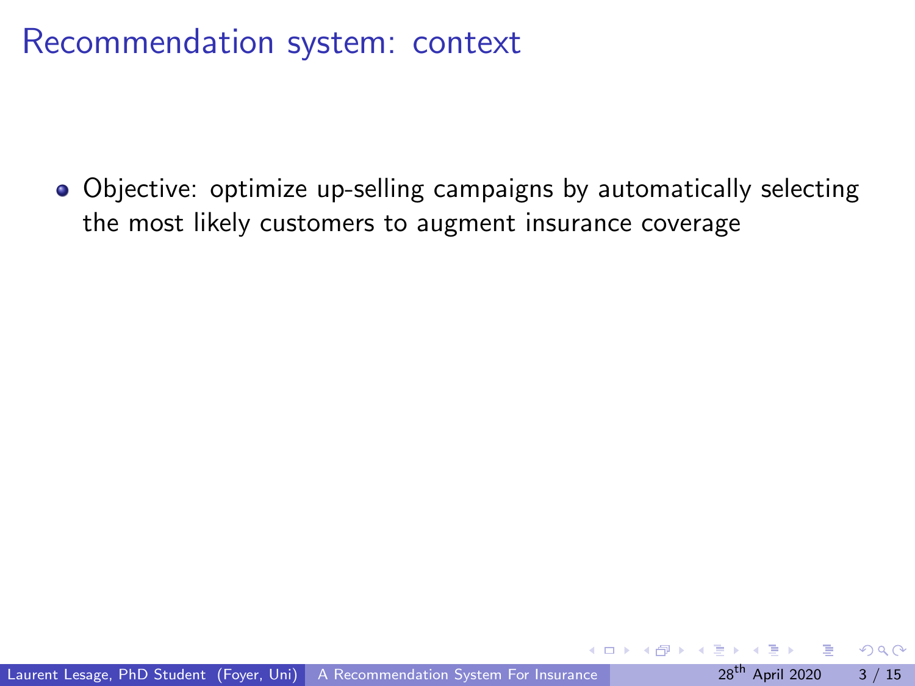# Recommendation system: context

- Objective: optimize up-selling campaigns by automatically selecting the most likely customers to augment insurance coverage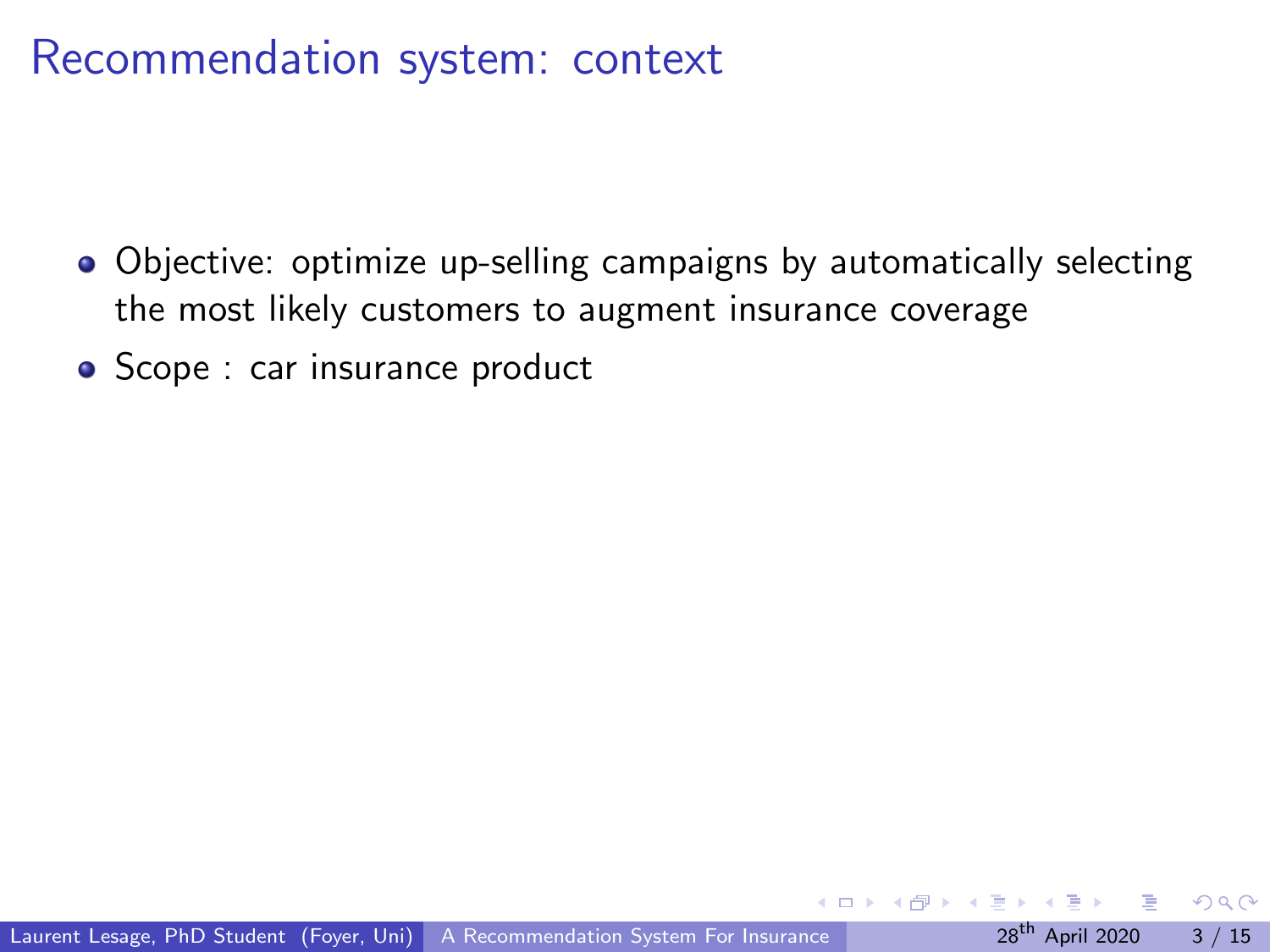# Recommendation system: context

- Objective: optimize up-selling campaigns by automatically selecting the most likely customers to augment insurance coverage
- Scope : car insurance product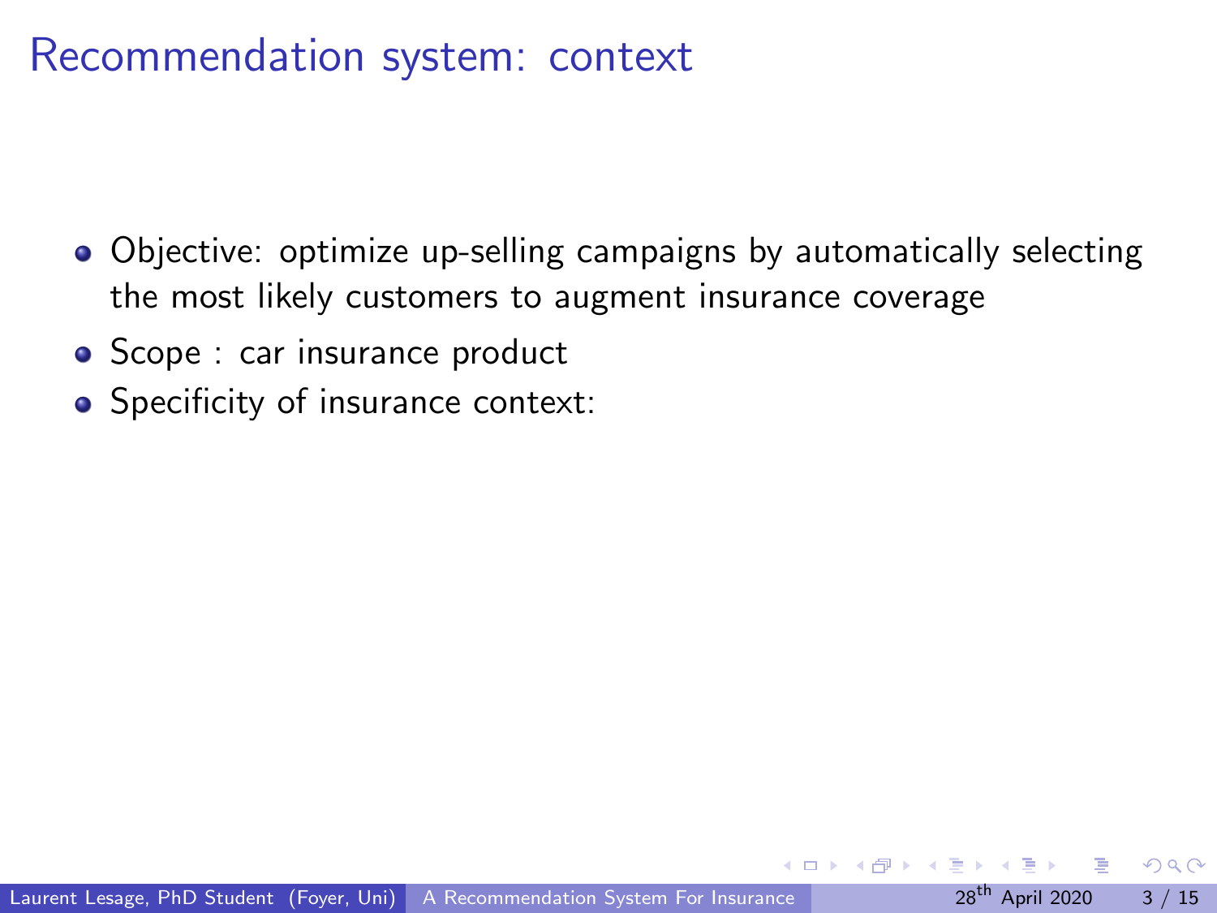# Recommendation system: context

- Objective: optimize up-selling campaigns by automatically selecting the most likely customers to augment insurance coverage
- Scope : car insurance product
- Specificity of insurance context: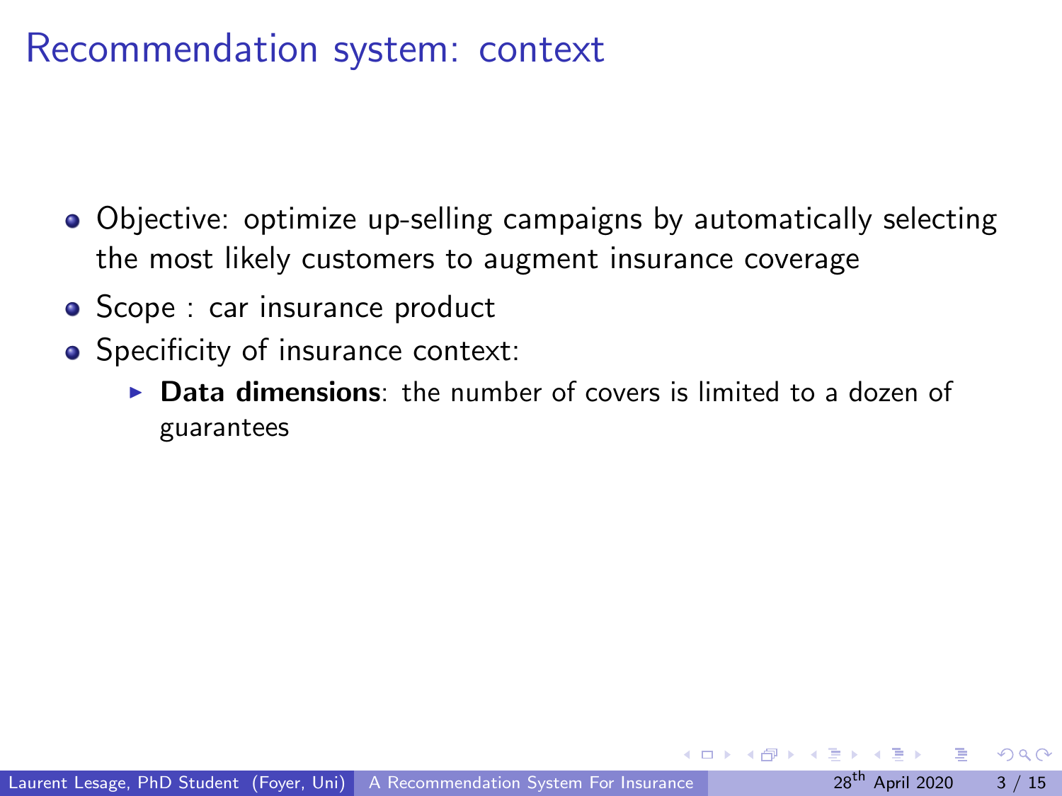# Recommendation system: context

- Objective: optimize up-selling campaigns by automatically selecting the most likely customers to augment insurance coverage
- Scope : car insurance product
- Specificity of insurance context:
  - **Data dimensions**: the number of covers is limited to a dozen of guarantees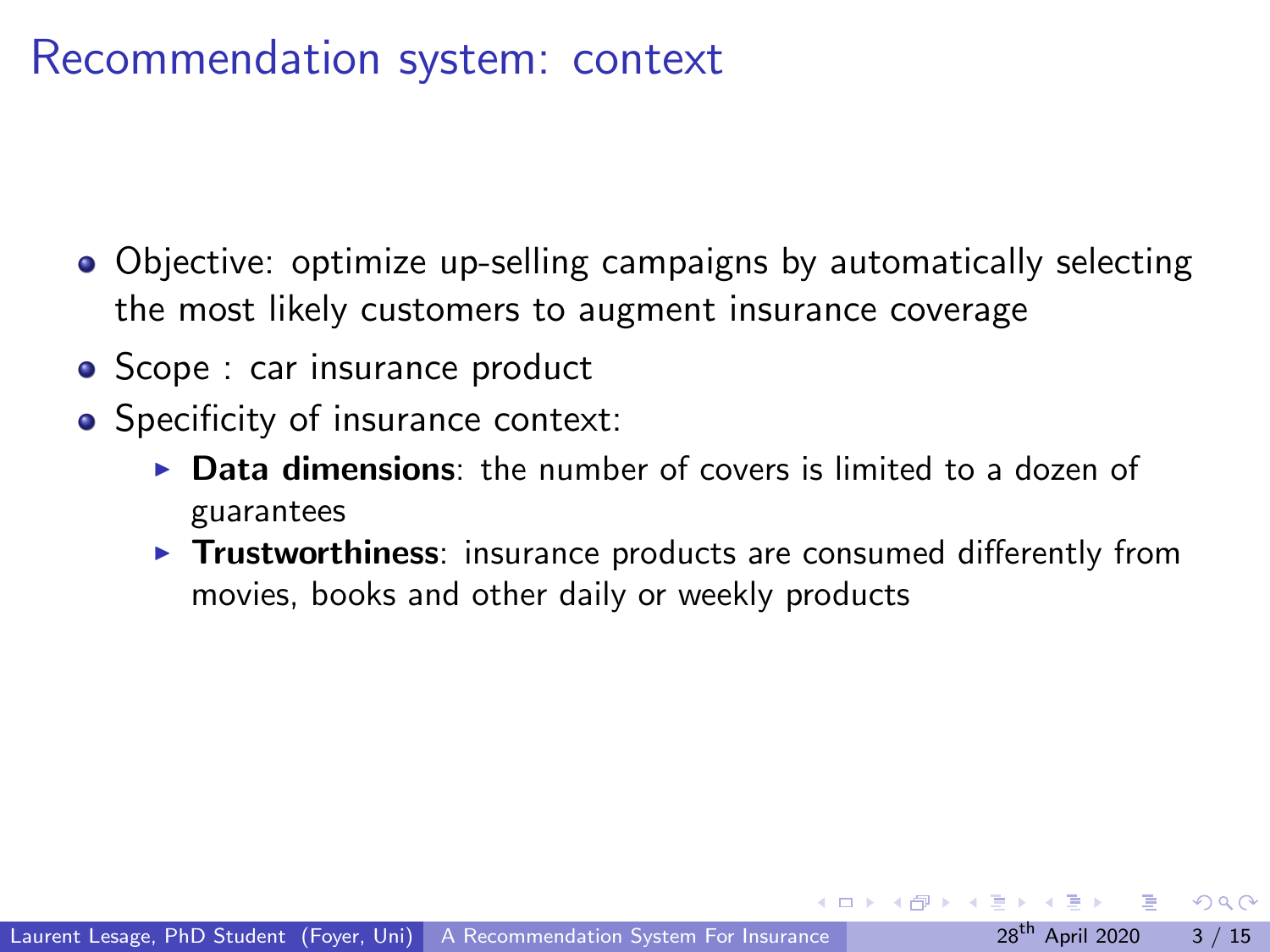# Recommendation system: context

- Objective: optimize up-selling campaigns by automatically selecting the most likely customers to augment insurance coverage
- Scope : car insurance product
- Specificity of insurance context:
  - **Data dimensions**: the number of covers is limited to a dozen of guarantees
  - **Trustworthiness**: insurance products are consumed differently from movies, books and other daily or weekly products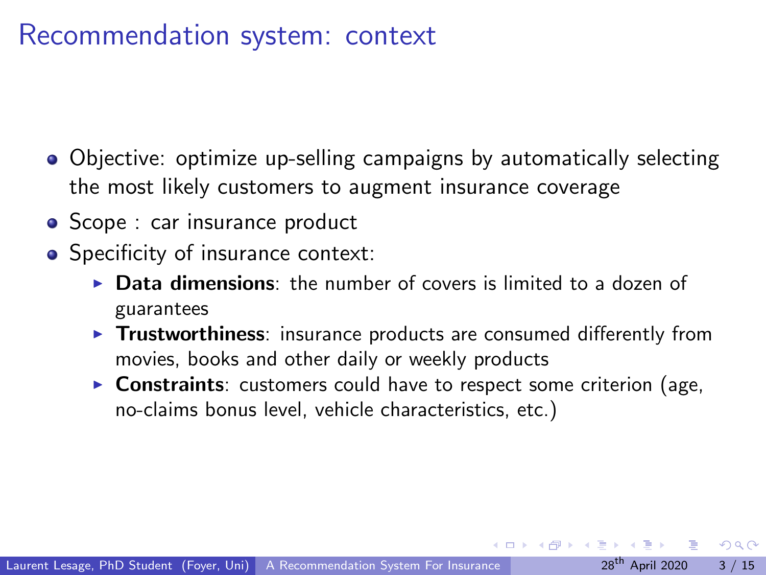# Recommendation system: context

- Objective: optimize up-selling campaigns by automatically selecting the most likely customers to augment insurance coverage
- Scope : car insurance product
- Specificity of insurance context:
  - **Data dimensions**: the number of covers is limited to a dozen of guarantees
  - **Trustworthiness**: insurance products are consumed differently from movies, books and other daily or weekly products
  - **Constraints**: customers could have to respect some criterion (age, no-claims bonus level, vehicle characteristics, etc.)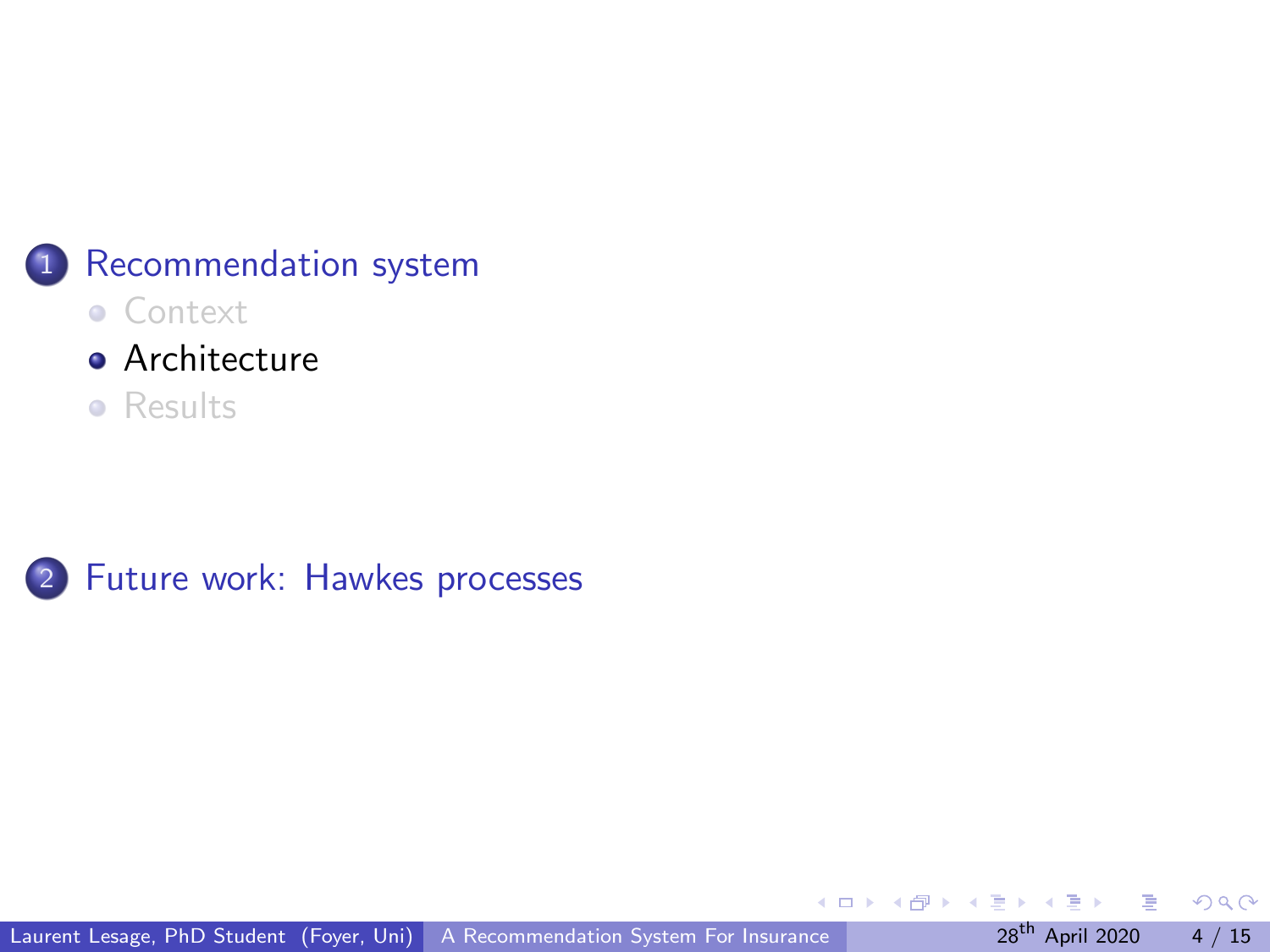1. Recommendation system
    - Context
    - Architecture
    - Results

2. Future work: Hawkes processes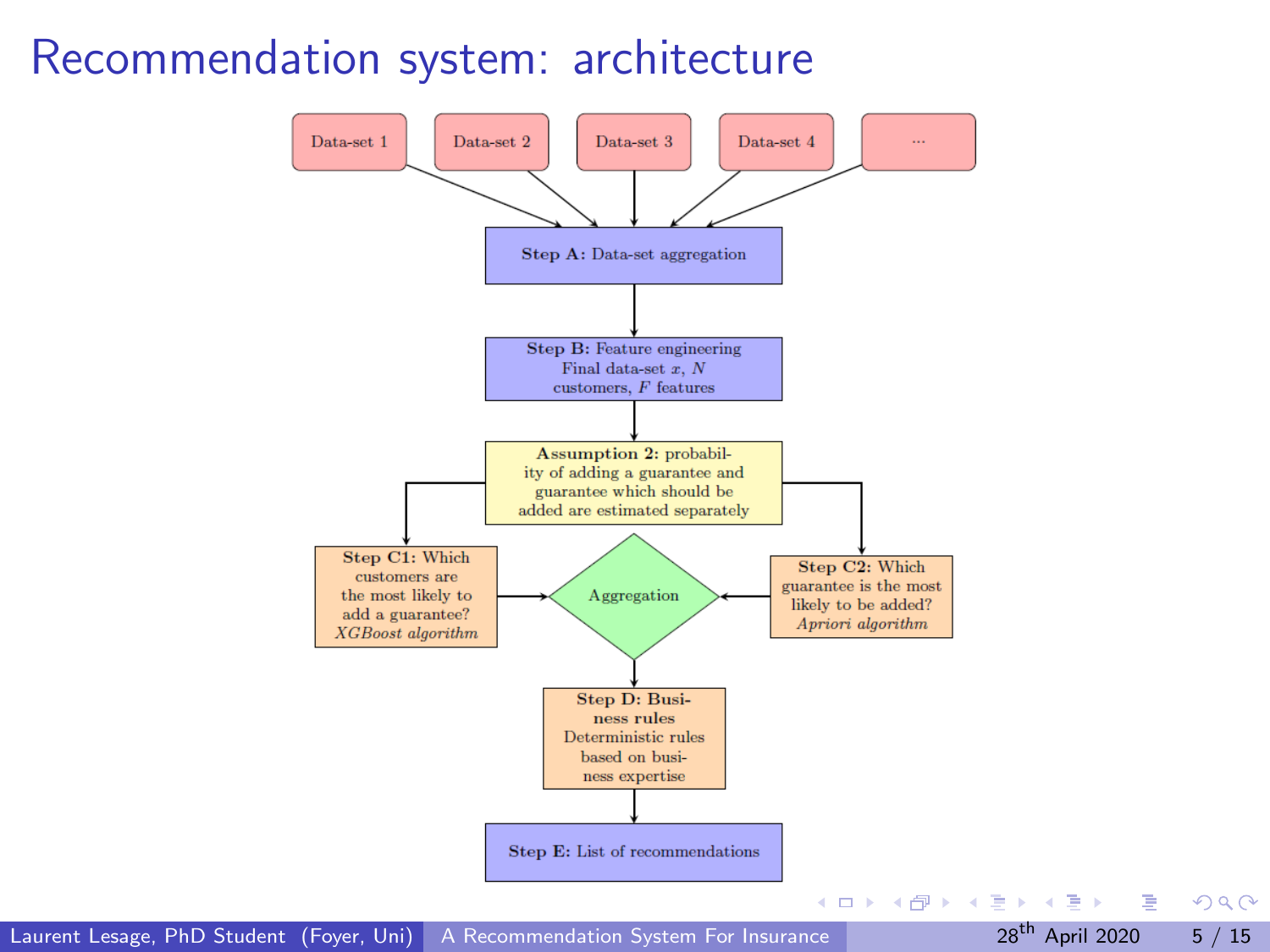# Recommendation system: architecture

Data-set 1 | Data-set 2 | Data-set 3 | Data-set 4 | ...

**Step A:** Data-set aggregation

**Step B:** Feature engineering
Final data-set $x$, $N$ customers, $F$ features

**Assumption 2:** probability of adding a guarantee and guarantee which should be added are estimated separately

**Step C1:** Which customers are the most likely to add a guarantee?
*XGBoost algorithm*

Aggregation

**Step C2:** Which guarantee is the most likely to be added?
*Apriori algorithm*

**Step D: Business rules**
Deterministic rules based on business expertise

**Step E:** List of recommendations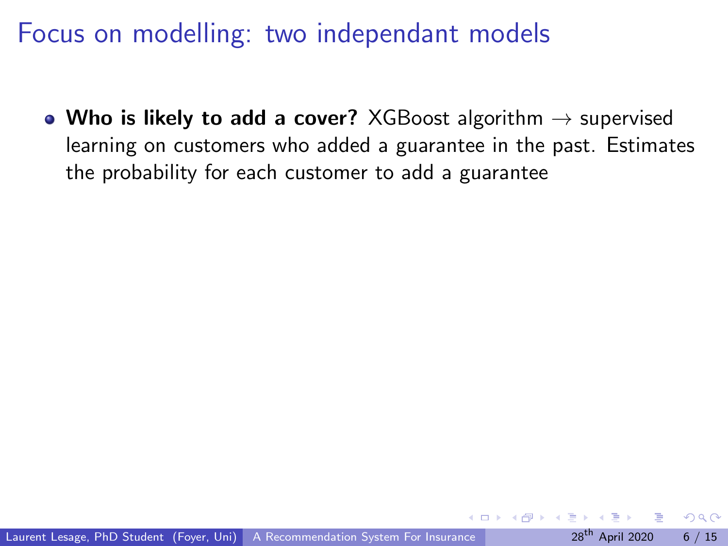# Focus on modelling: two independant models

- **Who is likely to add a cover?** XGBoost algorithm $\rightarrow$ supervised learning on customers who added a guarantee in the past. Estimates the probability for each customer to add a guarantee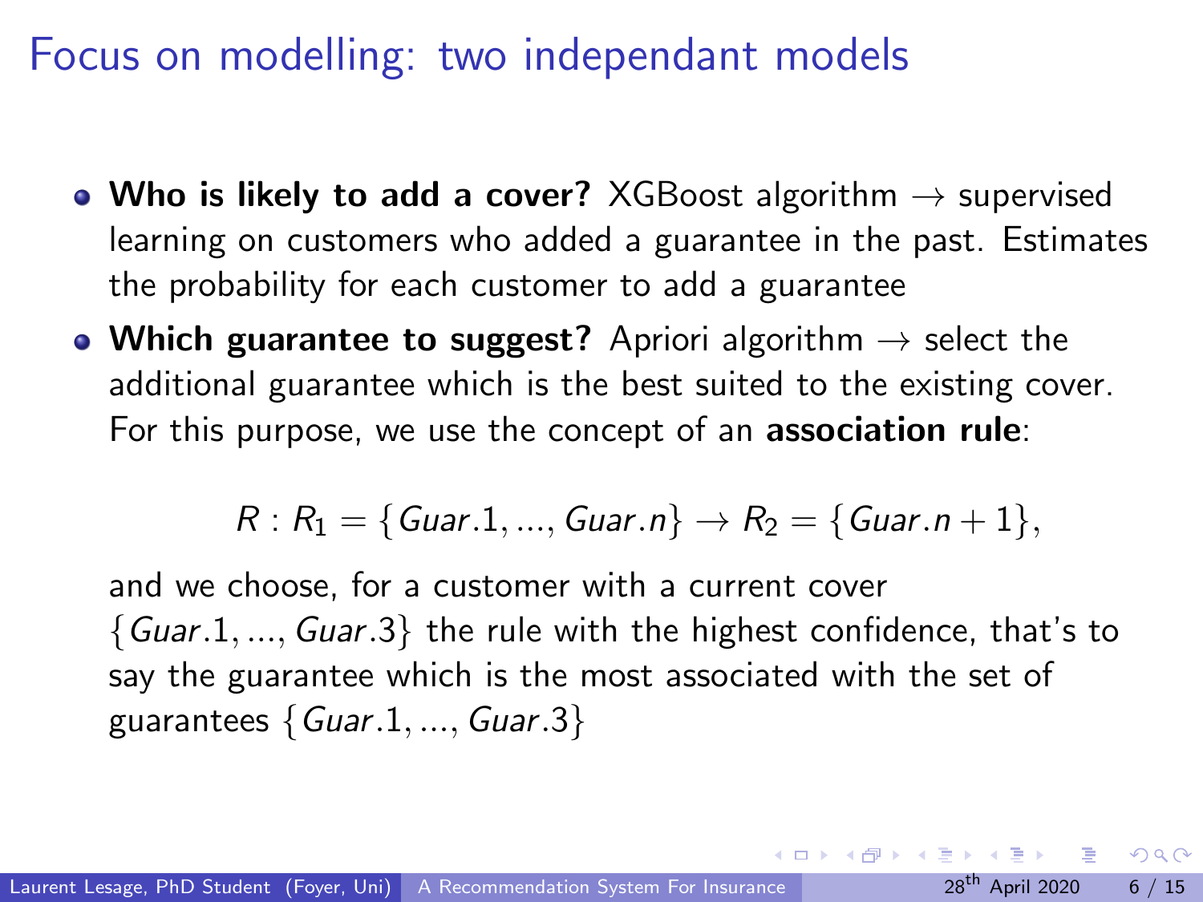# Focus on modelling: two independant models

- **Who is likely to add a cover?** XGBoost algorithm $\rightarrow$ supervised learning on customers who added a guarantee in the past. Estimates the probability for each customer to add a guarantee
- **Which guarantee to suggest?** Apriori algorithm $\rightarrow$ select the additional guarantee which is the best suited to the existing cover. For this purpose, we use the concept of an **association rule**:

  $$R : R_1 = \{Guar.1, ..., Guar.n\} \rightarrow R_2 = \{Guar.n + 1\},$$

  and we choose, for a customer with a current cover $\{Guar.1, ..., Guar.3\}$ the rule with the highest confidence, that's to say the guarantee which is the most associated with the set of guarantees $\{Guar.1, ..., Guar.3\}$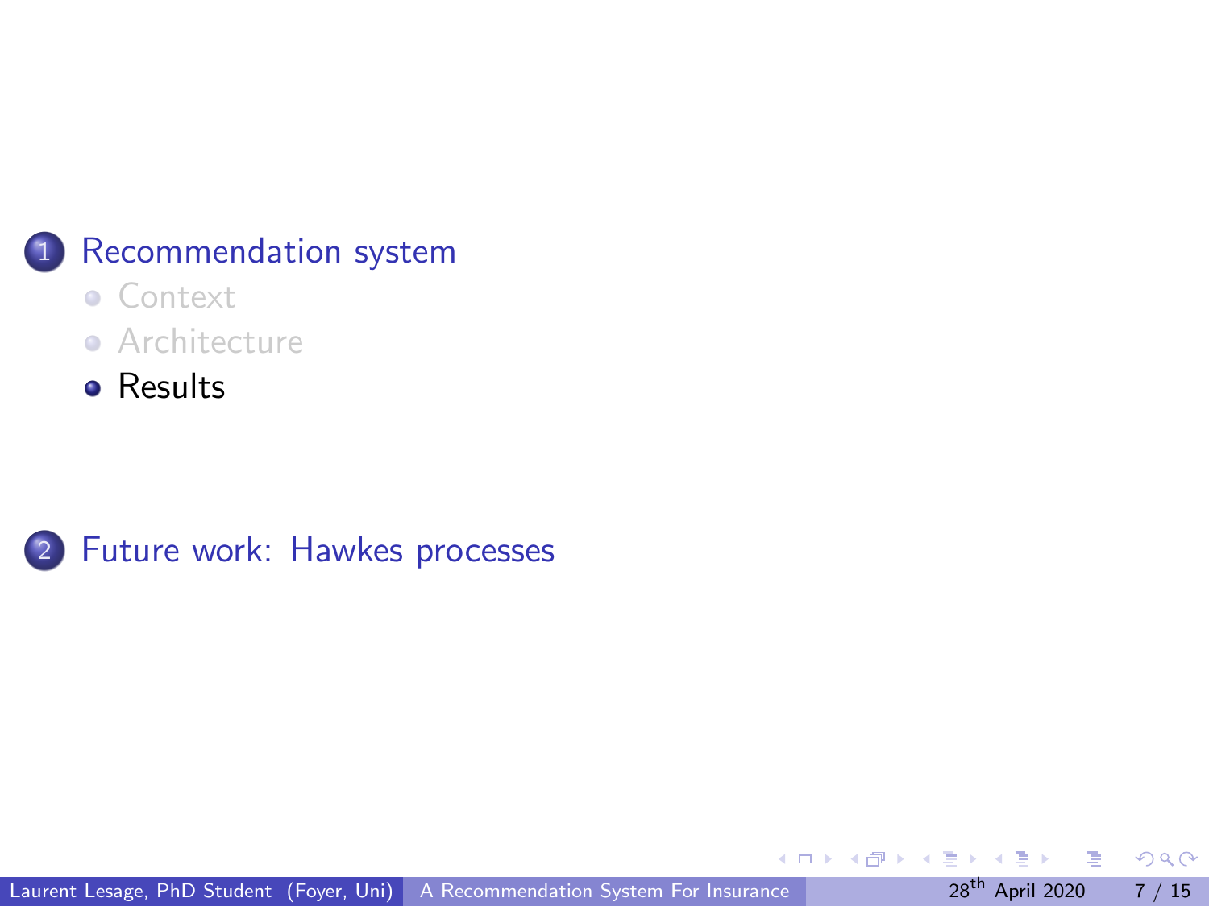1. Recommendation system
   - Context
   - Architecture
   - Results

2. Future work: Hawkes processes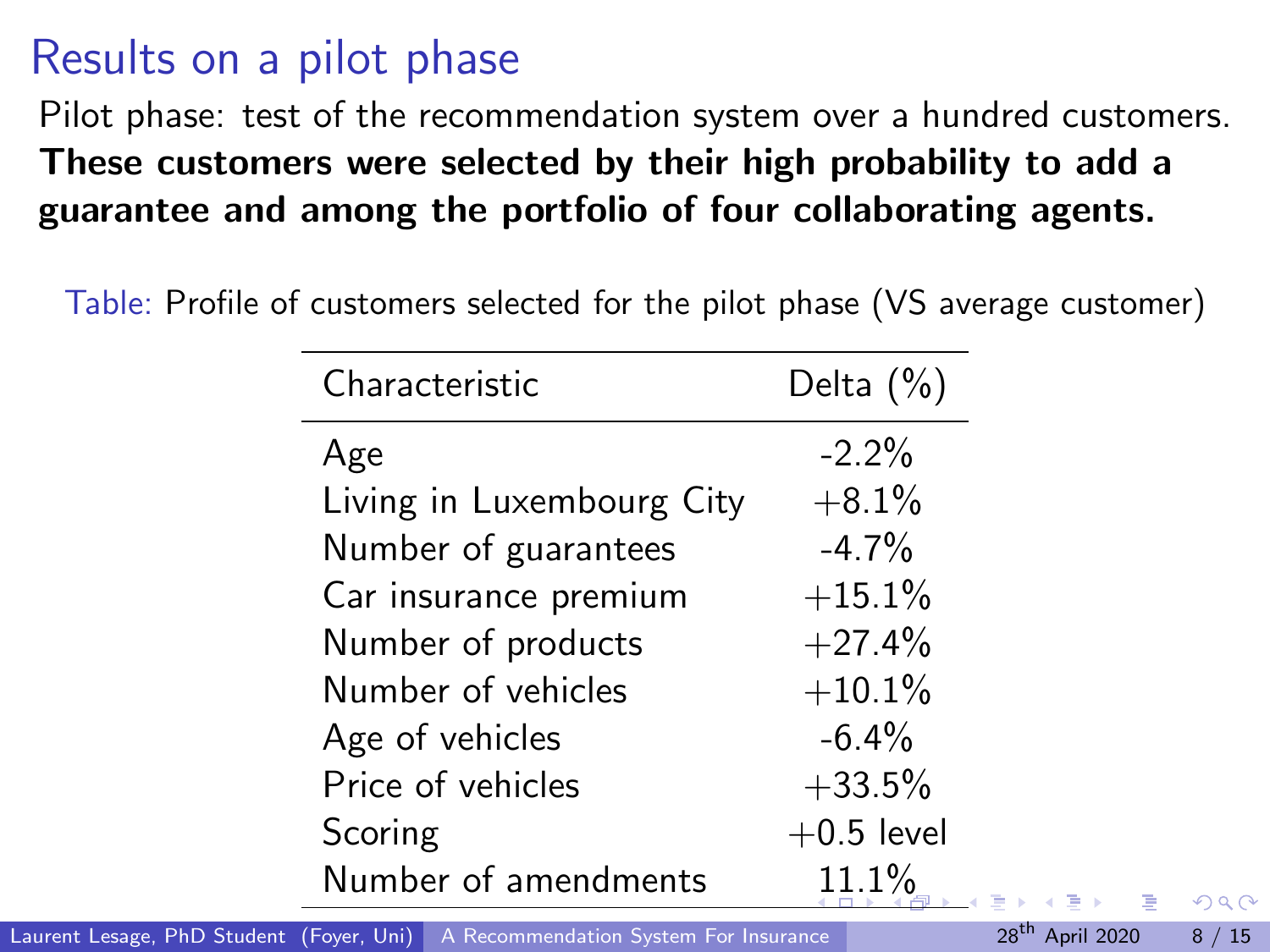# Results on a pilot phase

Pilot phase: test of the recommendation system over a hundred customers. **These customers were selected by their high probability to add a guarantee and among the portfolio of four collaborating agents.**

Table: Profile of customers selected for the pilot phase (VS average customer)

| Characteristic | Delta (%) |
|---|---|
| Age | -2.2% |
| Living in Luxembourg City | +8.1% |
| Number of guarantees | -4.7% |
| Car insurance premium | +15.1% |
| Number of products | +27.4% |
| Number of vehicles | +10.1% |
| Age of vehicles | -6.4% |
| Price of vehicles | +33.5% |
| Scoring | +0.5 level |
| Number of amendments | 11.1% |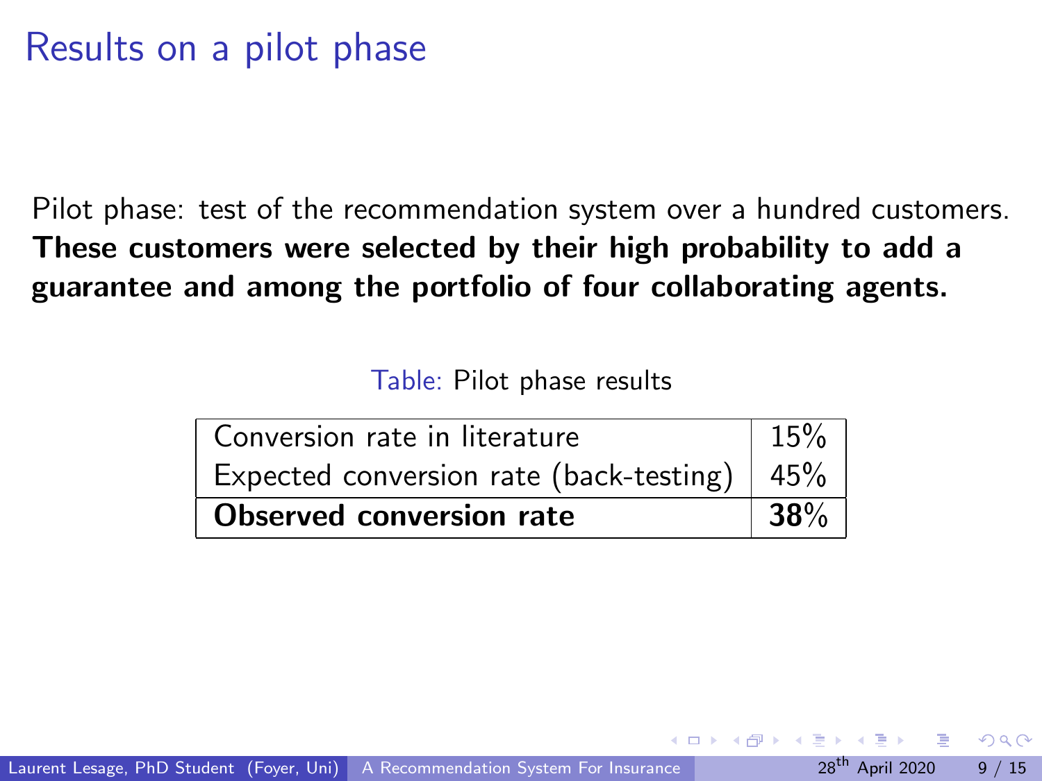# Results on a pilot phase

Pilot phase: test of the recommendation system over a hundred customers. **These customers were selected by their high probability to add a guarantee and among the portfolio of four collaborating agents.**

Table: Pilot phase results

| | |
|---|---|
| Conversion rate in literature | 15% |
| Expected conversion rate (back-testing) | 45% |
| **Observed conversion rate** | **38%** |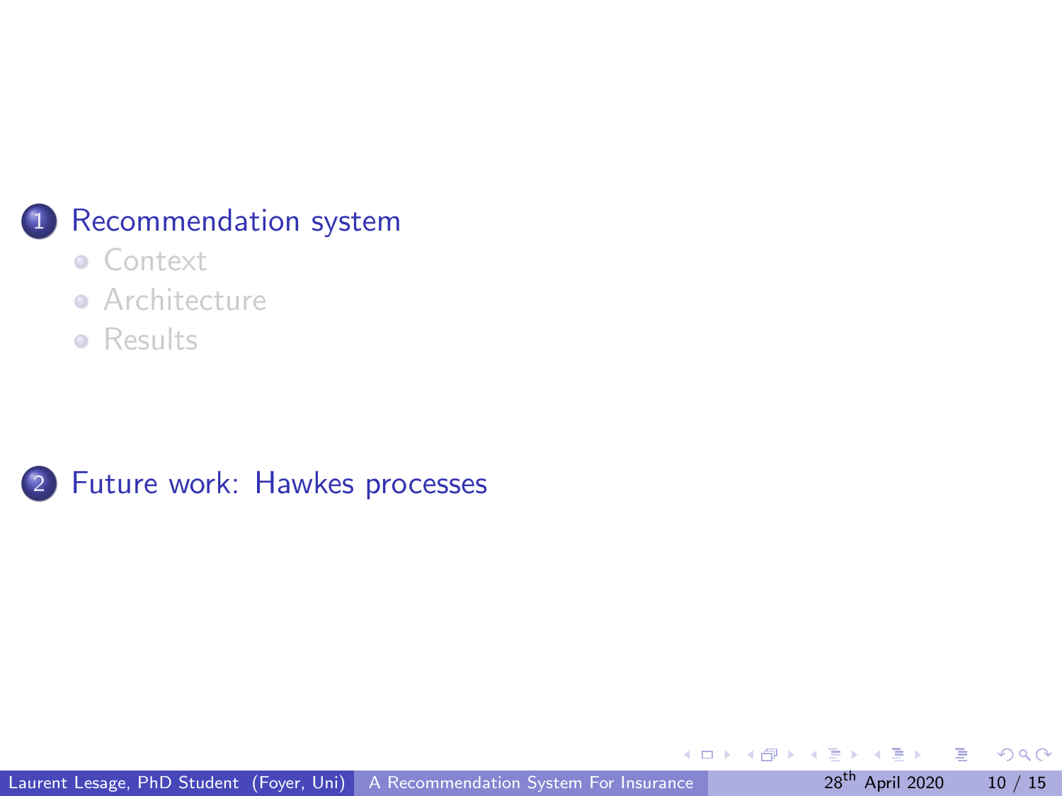1. Recommendation system
   - Context
   - Architecture
   - Results

2. Future work: Hawkes processes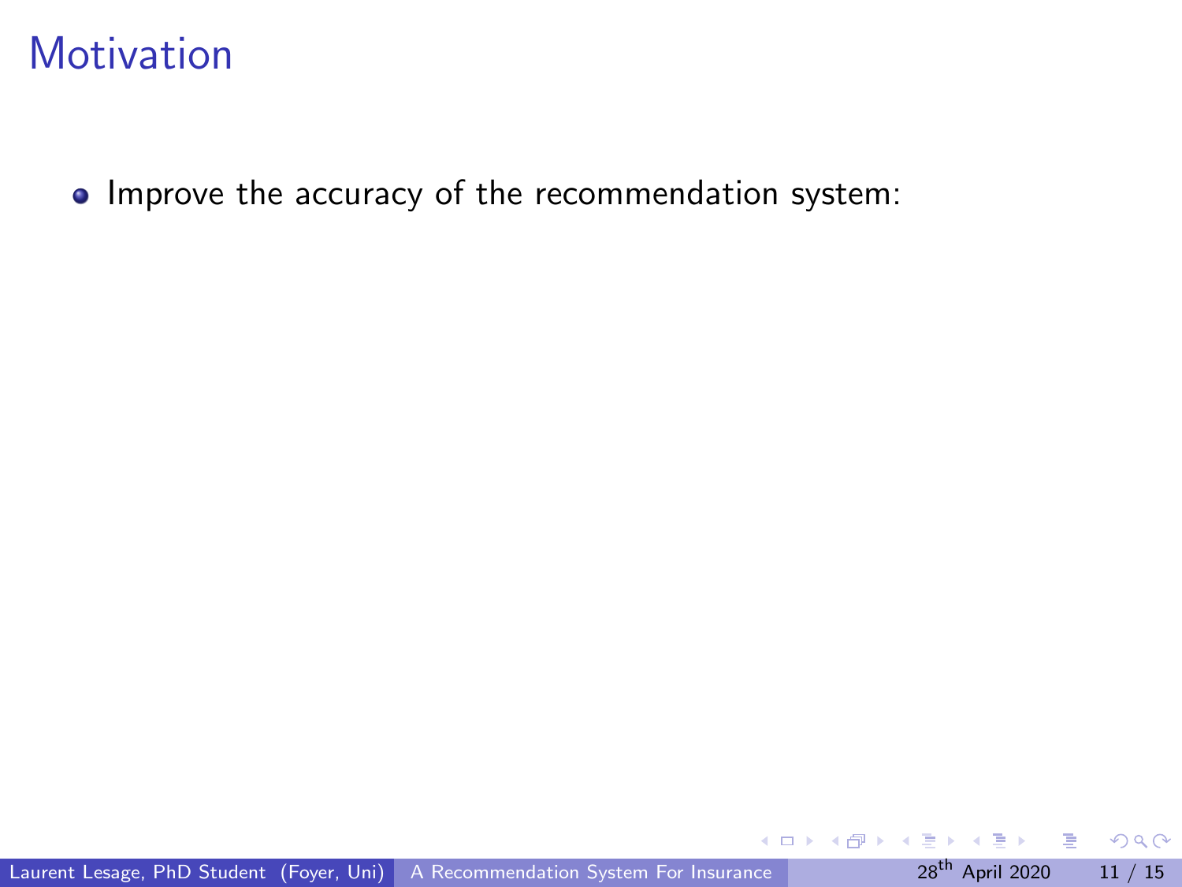# Motivation

- Improve the accuracy of the recommendation system: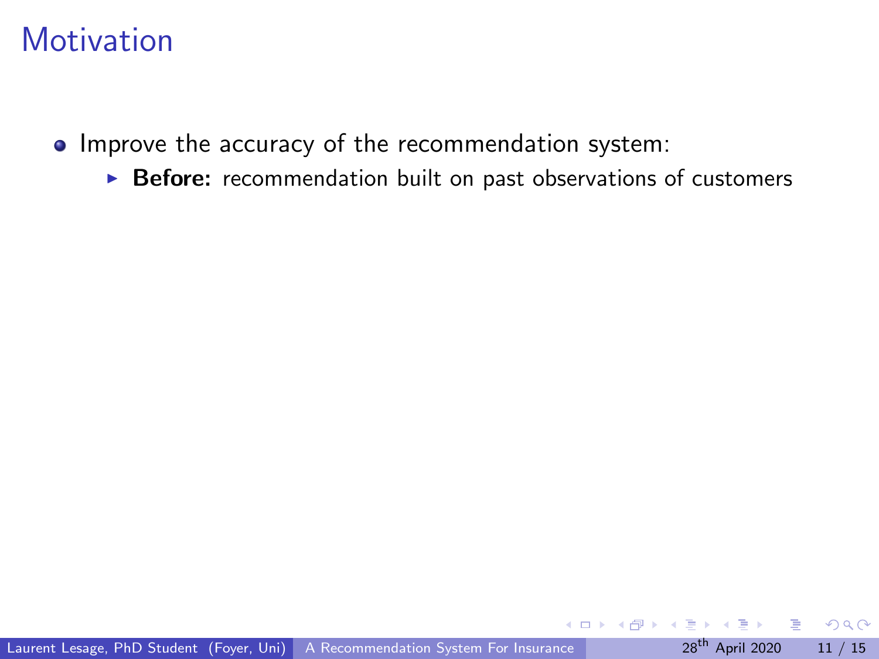# Motivation

- Improve the accuracy of the recommendation system:
  - **Before:** recommendation built on past observations of customers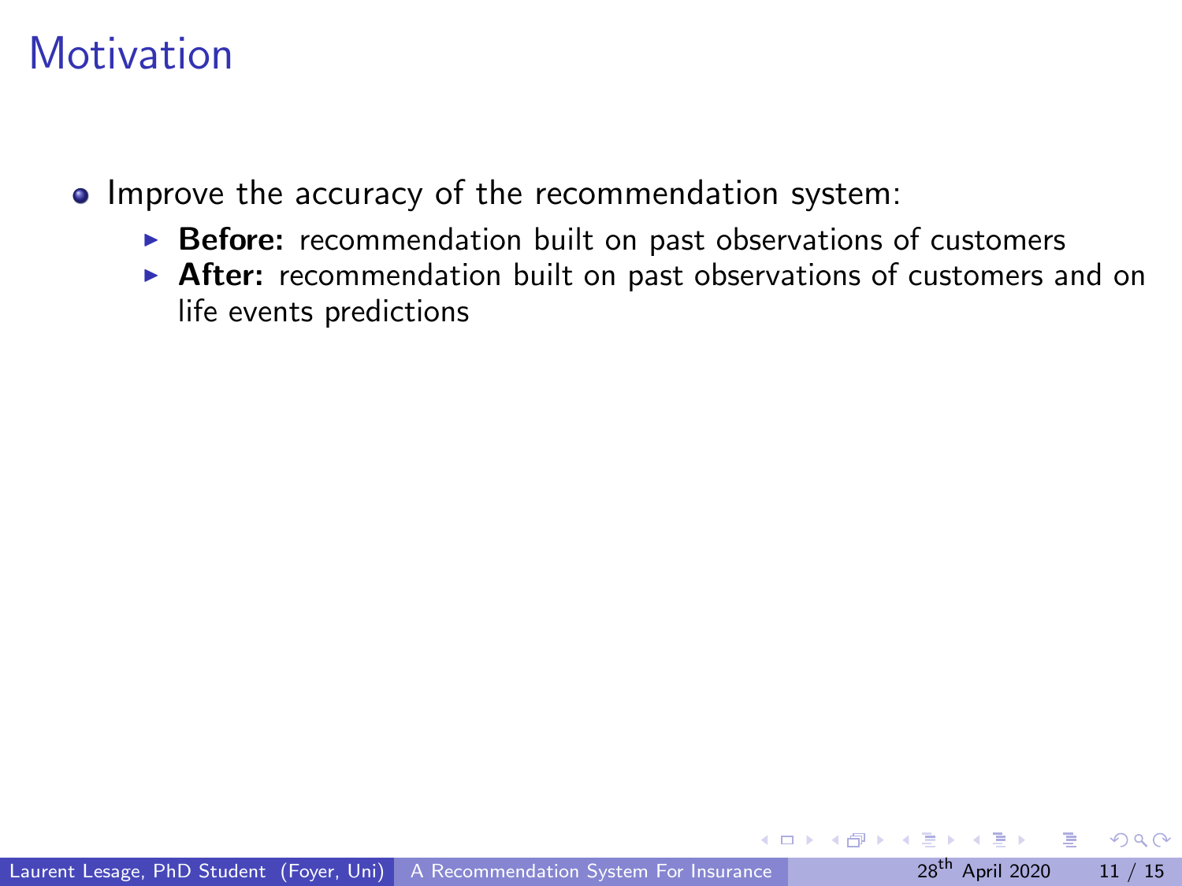# Motivation

- Improve the accuracy of the recommendation system:
  - **Before:** recommendation built on past observations of customers
  - **After:** recommendation built on past observations of customers and on life events predictions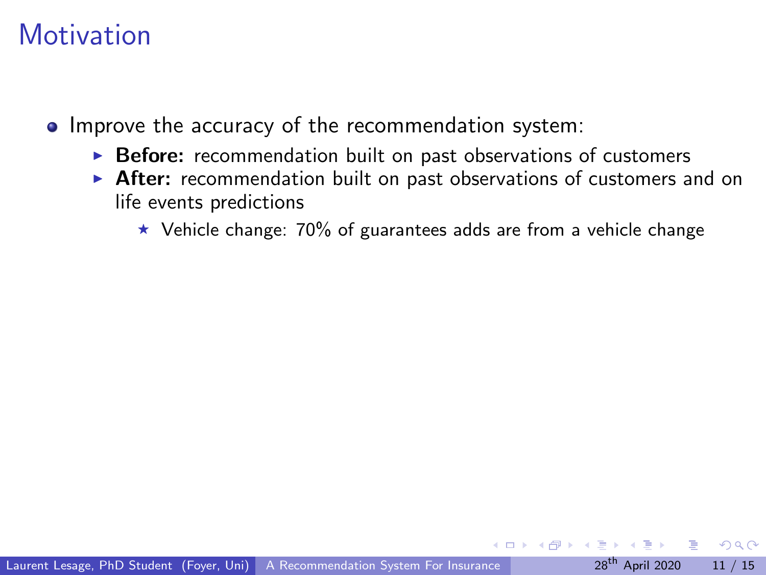# Motivation

- Improve the accuracy of the recommendation system:
  - **Before:** recommendation built on past observations of customers
  - **After:** recommendation built on past observations of customers and on life events predictions
    - Vehicle change: 70% of guarantees adds are from a vehicle change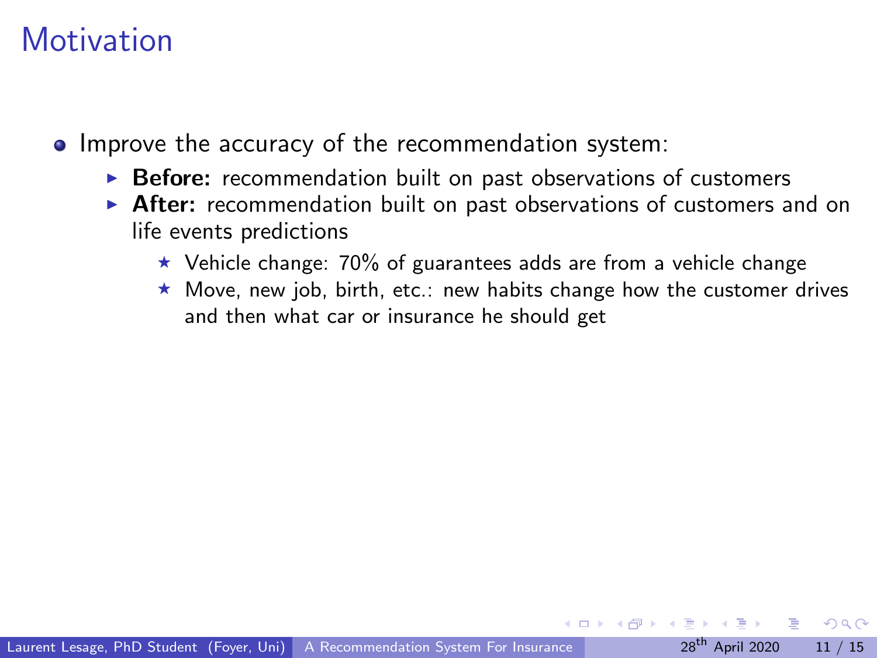# Motivation

- Improve the accuracy of the recommendation system:
  - **Before:** recommendation built on past observations of customers
  - **After:** recommendation built on past observations of customers and on life events predictions
    - Vehicle change: 70% of guarantees adds are from a vehicle change
    - Move, new job, birth, etc.: new habits change how the customer drives and then what car or insurance he should get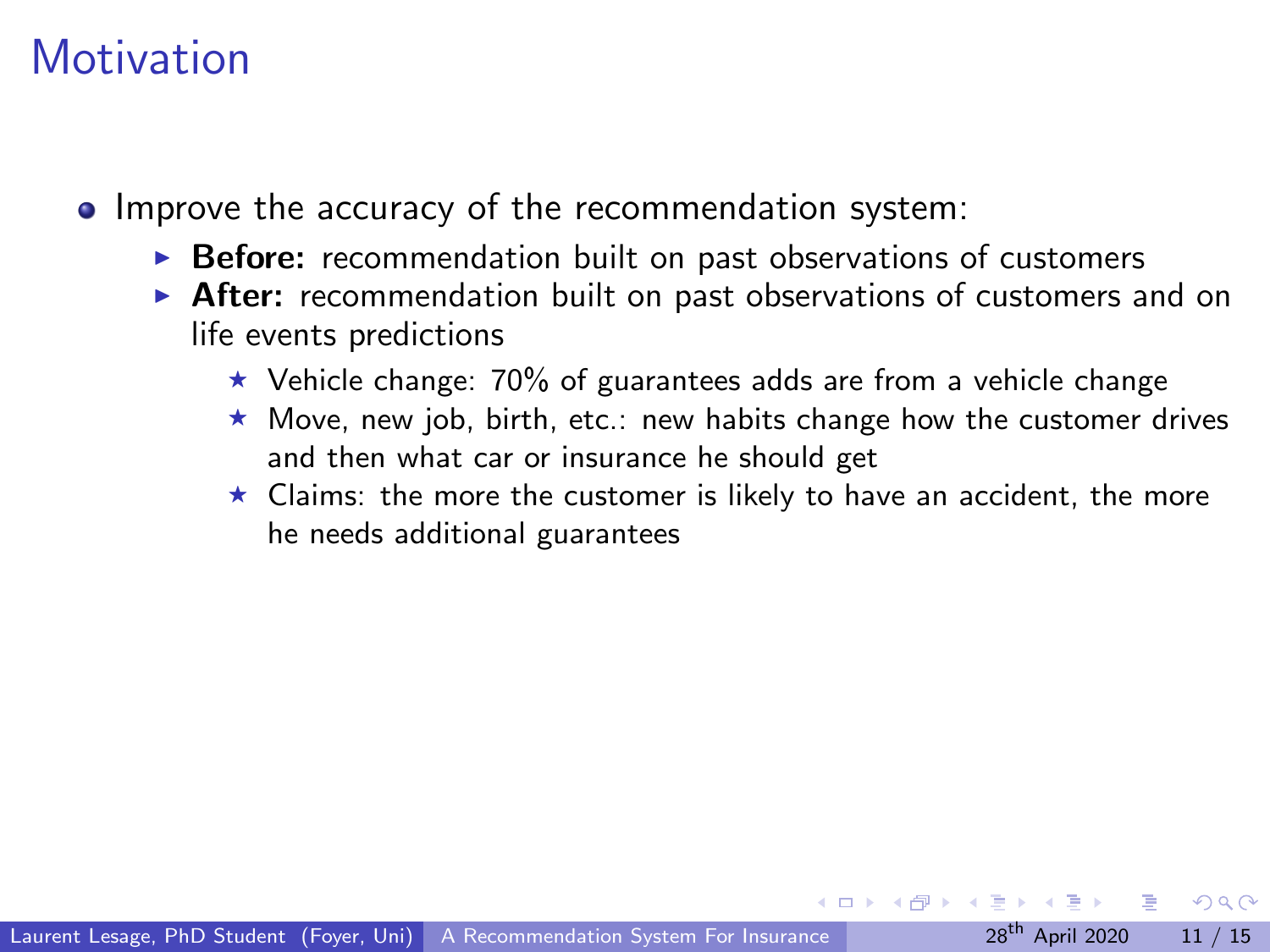# Motivation

- Improve the accuracy of the recommendation system:
  - **Before:** recommendation built on past observations of customers
  - **After:** recommendation built on past observations of customers and on life events predictions
    - Vehicle change: 70% of guarantees adds are from a vehicle change
    - Move, new job, birth, etc.: new habits change how the customer drives and then what car or insurance he should get
    - Claims: the more the customer is likely to have an accident, the more he needs additional guarantees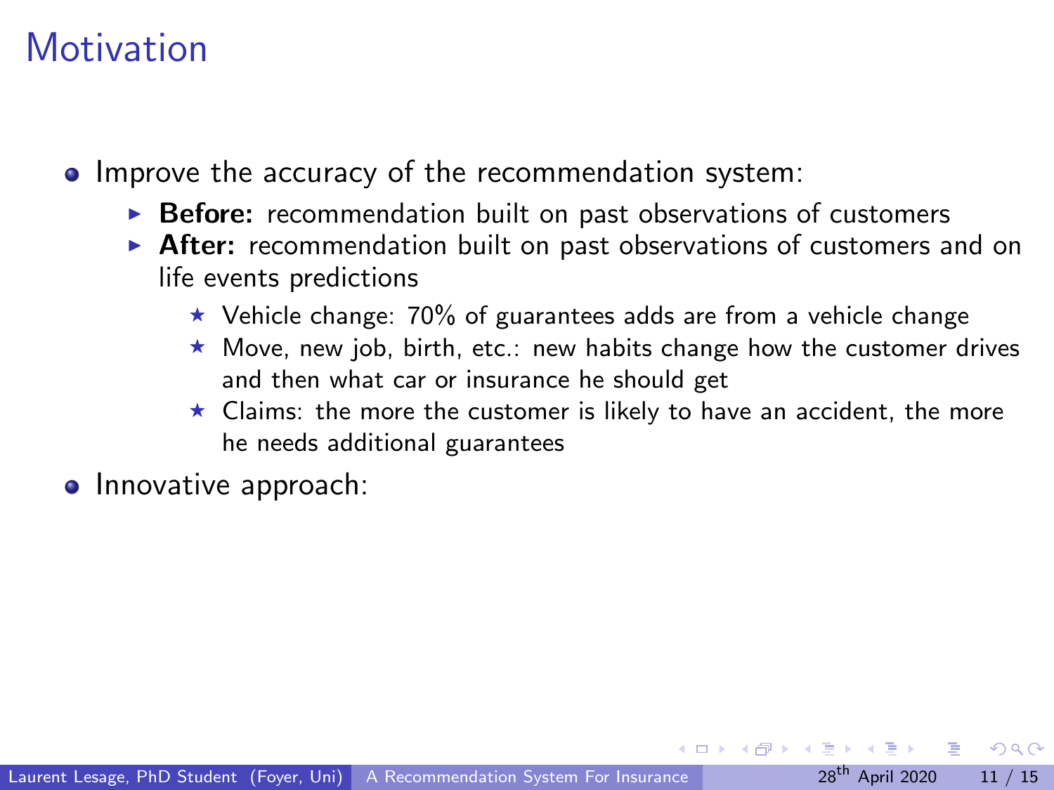# Motivation

- Improve the accuracy of the recommendation system:
  - **Before:** recommendation built on past observations of customers
  - **After:** recommendation built on past observations of customers and on life events predictions
    - Vehicle change: 70% of guarantees adds are from a vehicle change
    - Move, new job, birth, etc.: new habits change how the customer drives and then what car or insurance he should get
    - Claims: the more the customer is likely to have an accident, the more he needs additional guarantees
- Innovative approach: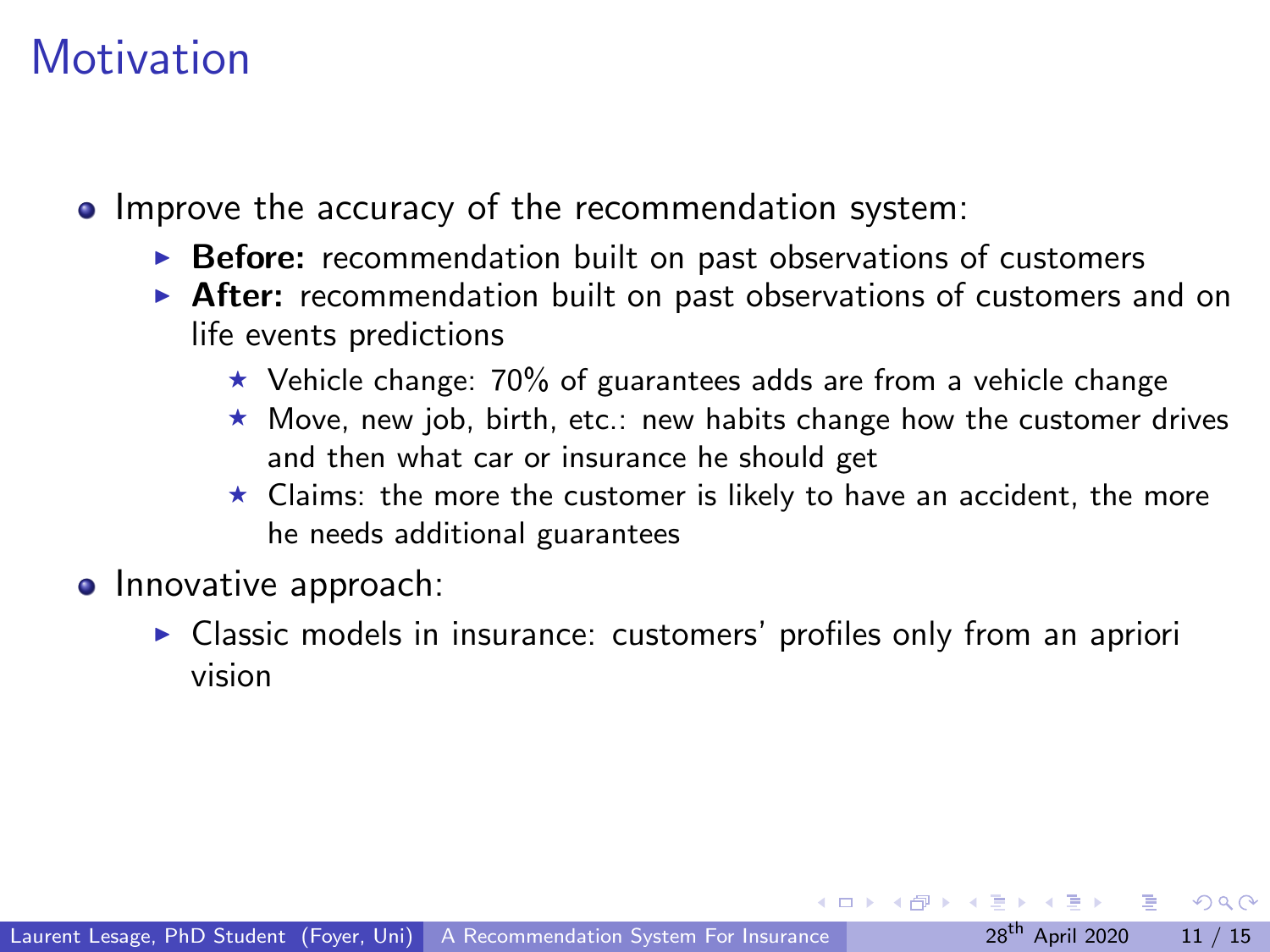# Motivation

- Improve the accuracy of the recommendation system:
  - **Before:** recommendation built on past observations of customers
  - **After:** recommendation built on past observations of customers and on life events predictions
    - Vehicle change: 70% of guarantees adds are from a vehicle change
    - Move, new job, birth, etc.: new habits change how the customer drives and then what car or insurance he should get
    - Claims: the more the customer is likely to have an accident, the more he needs additional guarantees
- Innovative approach:
  - Classic models in insurance: customers' profiles only from an apriori vision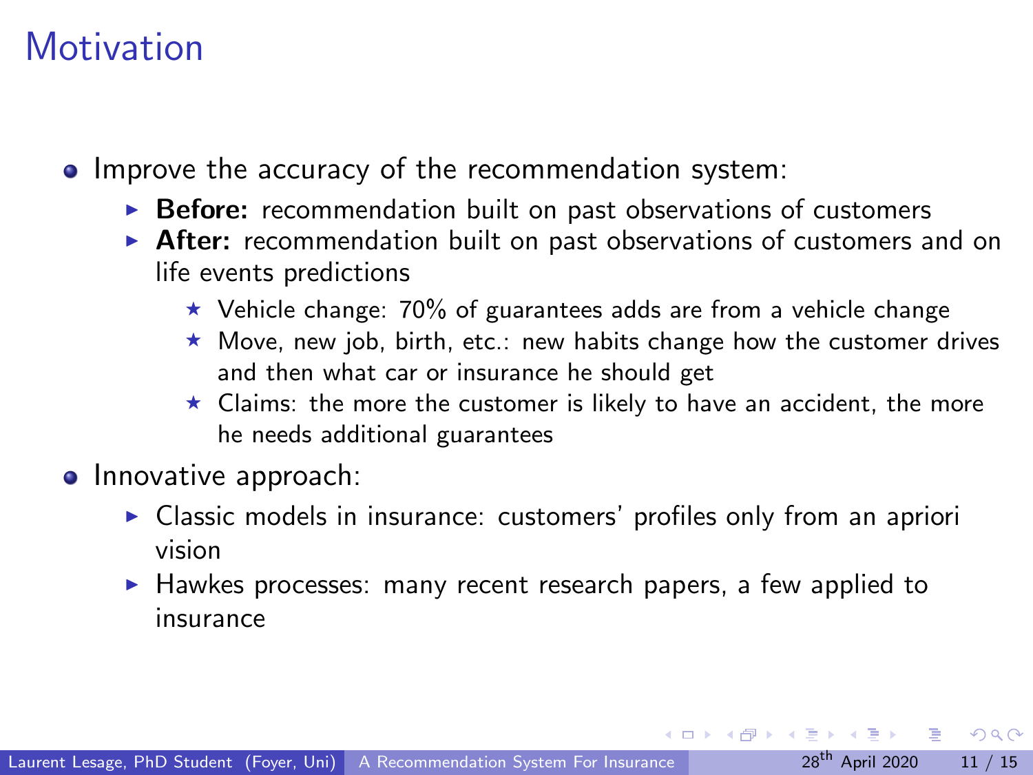# Motivation

- Improve the accuracy of the recommendation system:
  - **Before:** recommendation built on past observations of customers
  - **After:** recommendation built on past observations of customers and on life events predictions
    - Vehicle change: 70% of guarantees adds are from a vehicle change
    - Move, new job, birth, etc.: new habits change how the customer drives and then what car or insurance he should get
    - Claims: the more the customer is likely to have an accident, the more he needs additional guarantees
- Innovative approach:
  - Classic models in insurance: customers' profiles only from an apriori vision
  - Hawkes processes: many recent research papers, a few applied to insurance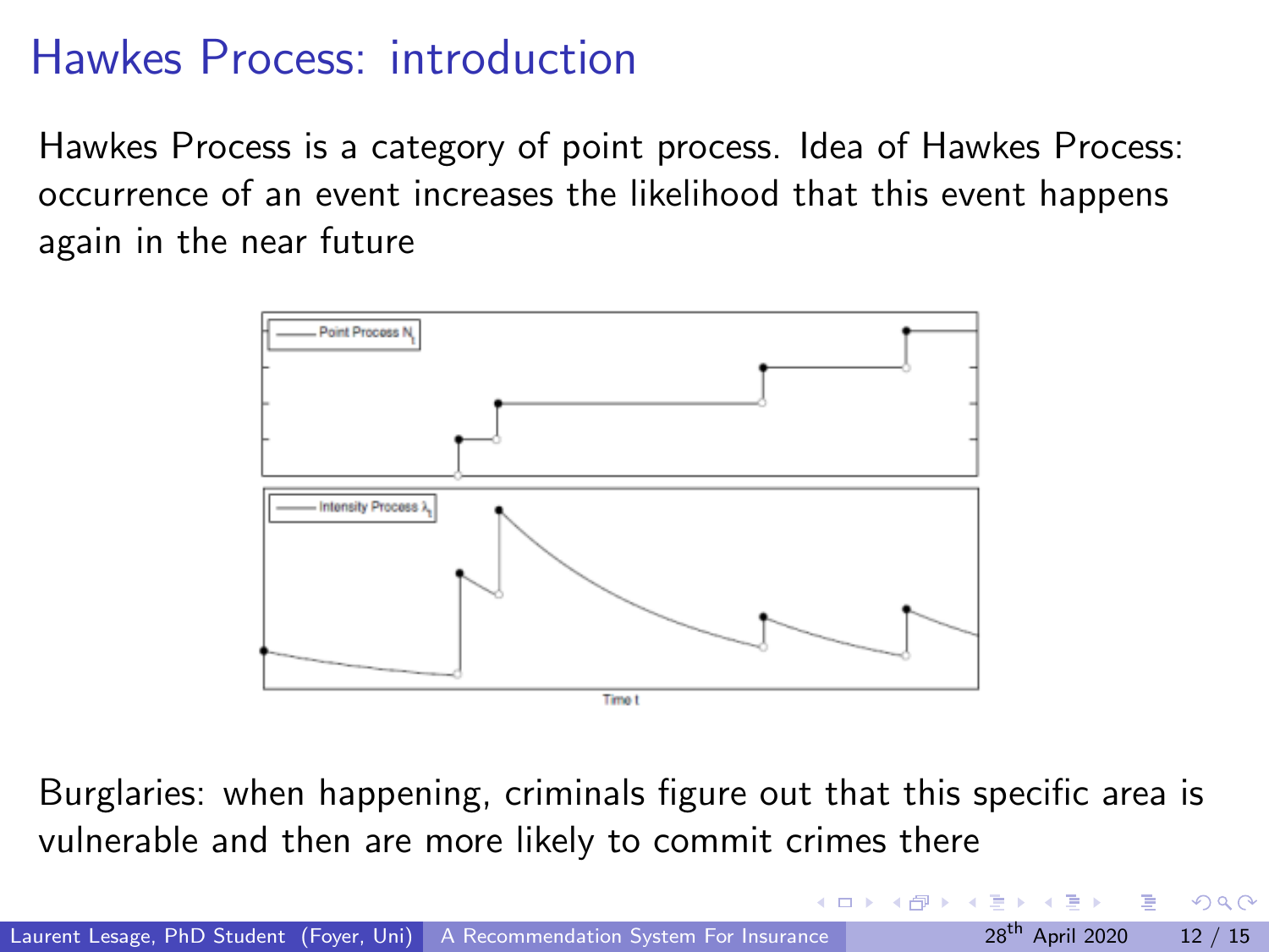# Hawkes Process: introduction

Hawkes Process is a category of point process. Idea of Hawkes Process: occurrence of an event increases the likelihood that this event happens again in the near future

Burglaries: when happening, criminals figure out that this specific area is vulnerable and then are more likely to commit crimes there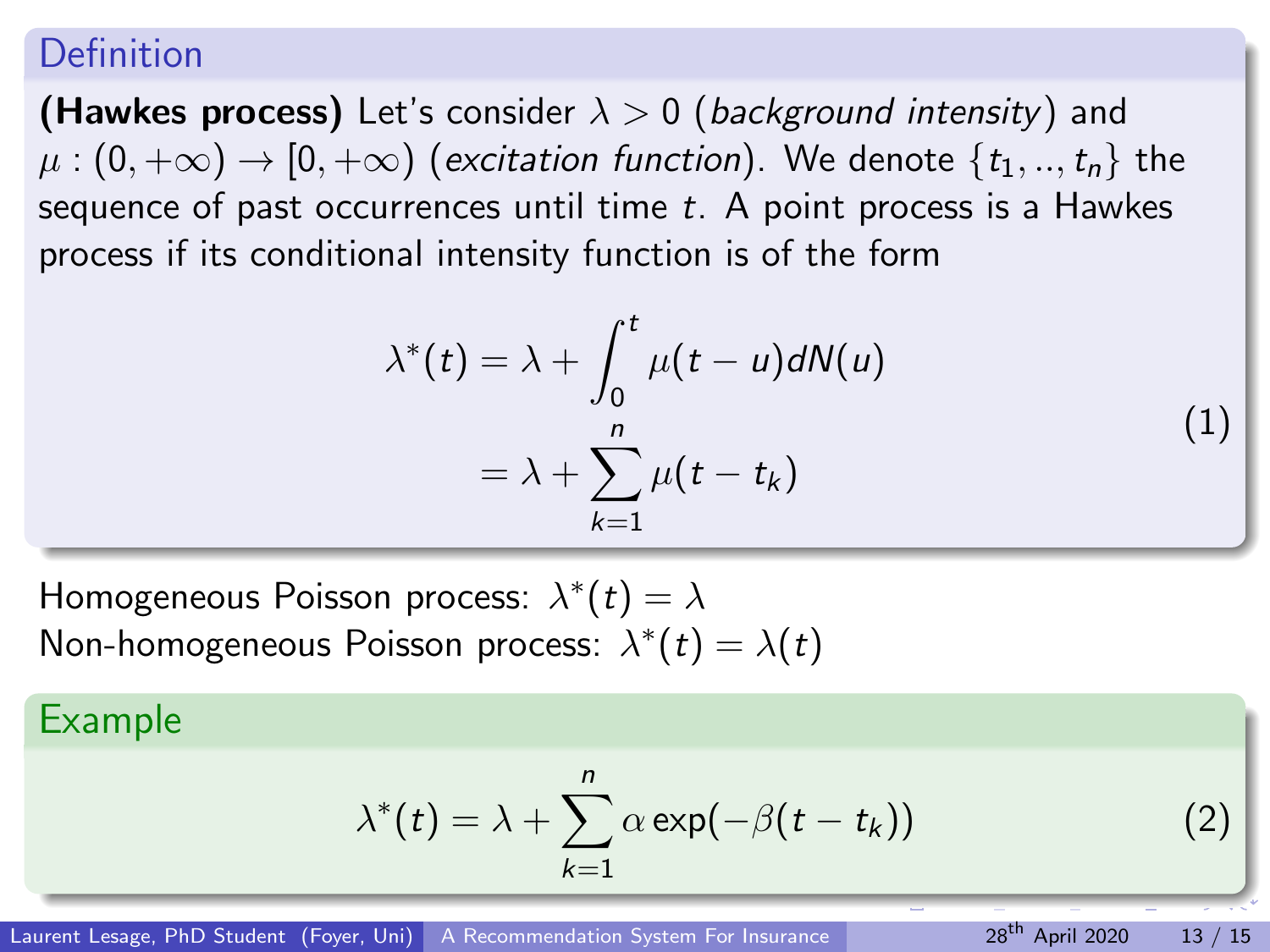### Definition

**(Hawkes process)** Let's consider $\lambda > 0$ (*background intensity*) and $\mu : (0, +\infty) \rightarrow [0, +\infty)$ (*excitation function*). We denote $\{t_1, .., t_n\}$ the sequence of past occurrences until time $t$. A point process is a Hawkes process if its conditional intensity function is of the form

$$
\begin{aligned}
\lambda^*(t) &= \lambda + \int_0^t \mu(t-u)dN(u) \\
&= \lambda + \sum_{k=1}^{n} \mu(t - t_k)
\end{aligned}
\tag{1}
$$

Homogeneous Poisson process: $\lambda^*(t) = \lambda$
Non-homogeneous Poisson process: $\lambda^*(t) = \lambda(t)$

### Example

$$
\lambda^*(t) = \lambda + \sum_{k=1}^{n} \alpha \exp(-\beta(t - t_k))
\tag{2}
$$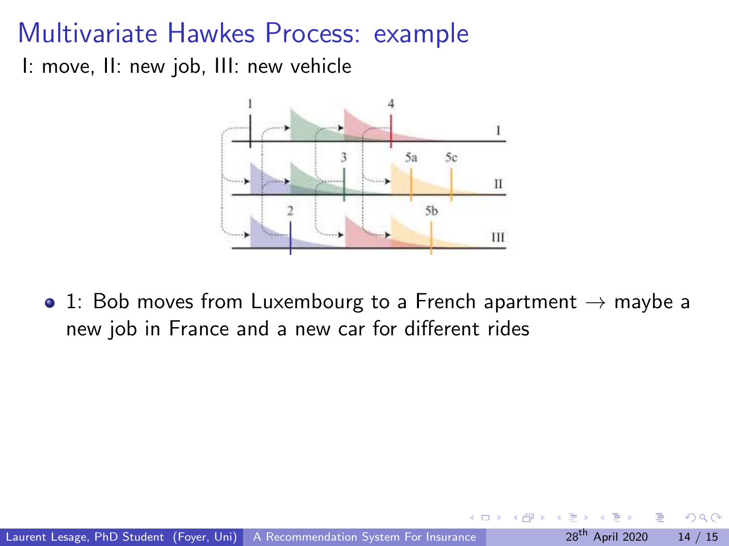# Multivariate Hawkes Process: example

I: move, II: new job, III: new vehicle

- 1: Bob moves from Luxembourg to a French apartment → maybe a new job in France and a new car for different rides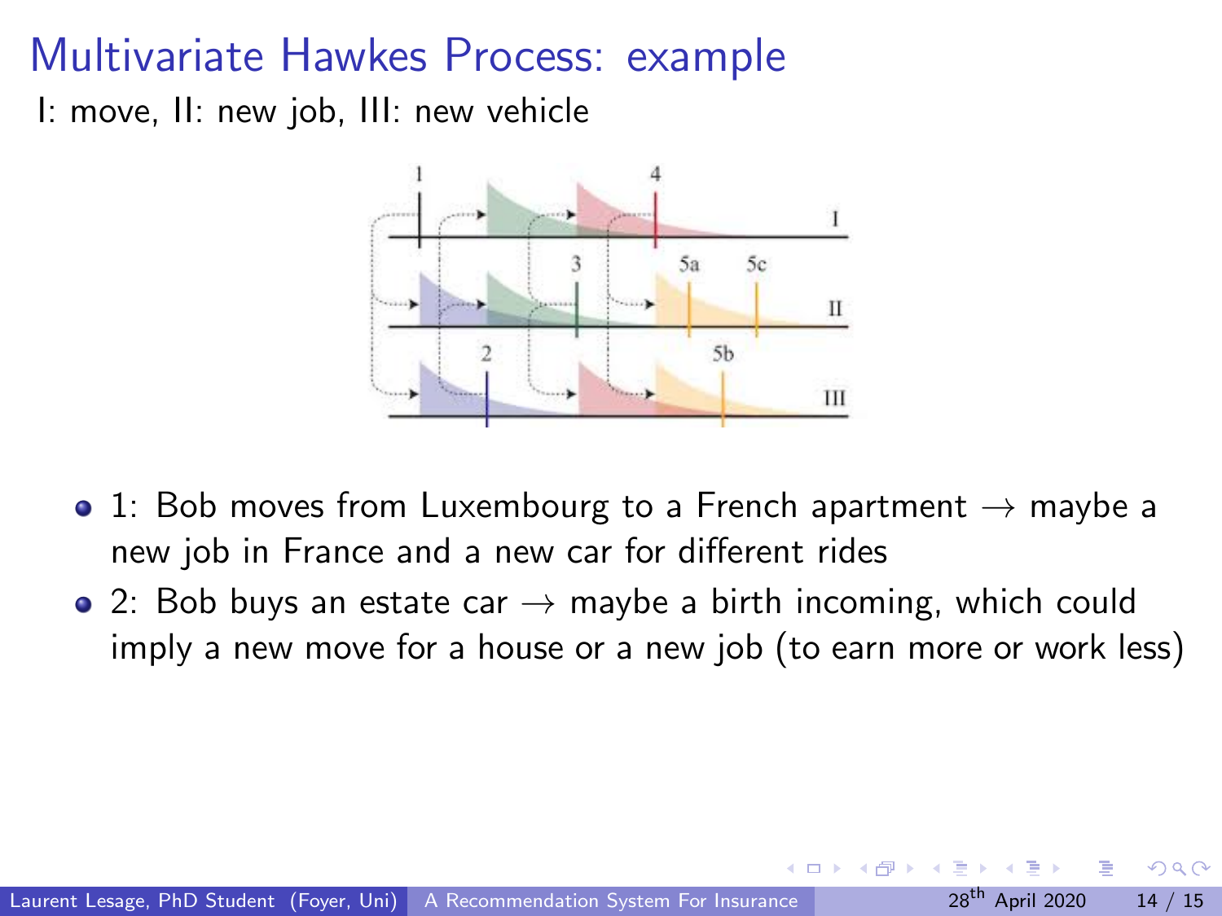# Multivariate Hawkes Process: example

I: move, II: new job, III: new vehicle

- 1: Bob moves from Luxembourg to a French apartment → maybe a new job in France and a new car for different rides
- 2: Bob buys an estate car → maybe a birth incoming, which could imply a new move for a house or a new job (to earn more or work less)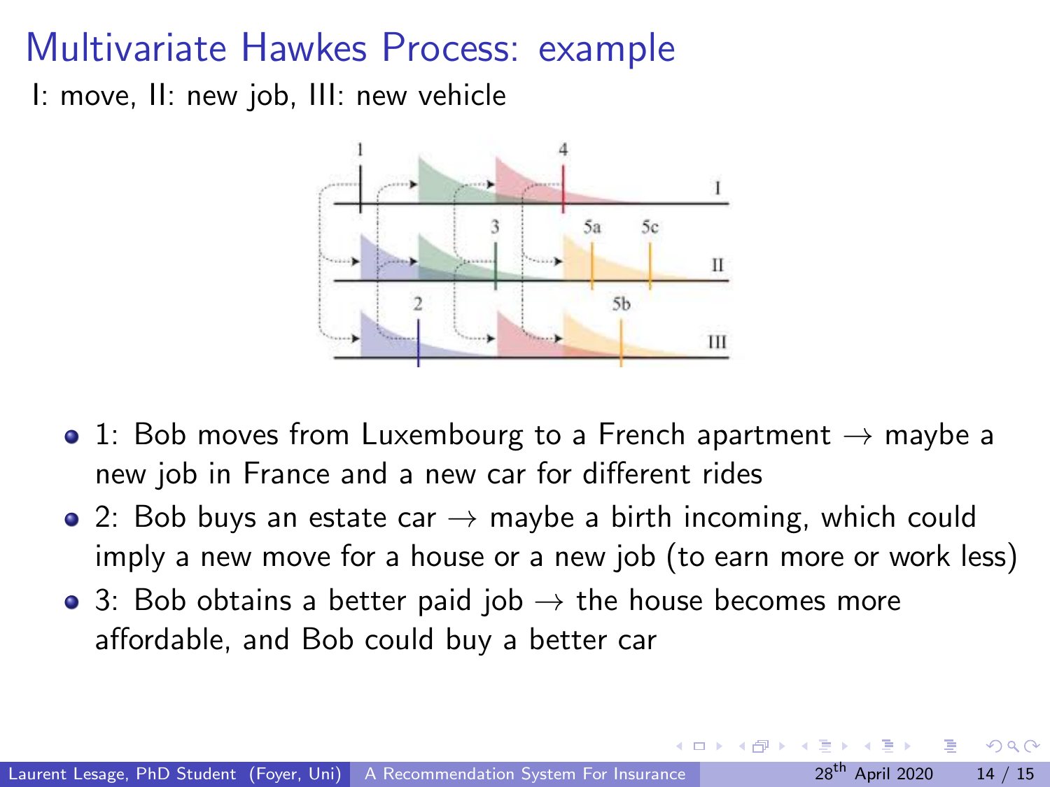# Multivariate Hawkes Process: example

I: move, II: new job, III: new vehicle

- 1: Bob moves from Luxembourg to a French apartment → maybe a new job in France and a new car for different rides
- 2: Bob buys an estate car → maybe a birth incoming, which could imply a new move for a house or a new job (to earn more or work less)
- 3: Bob obtains a better paid job → the house becomes more affordable, and Bob could buy a better car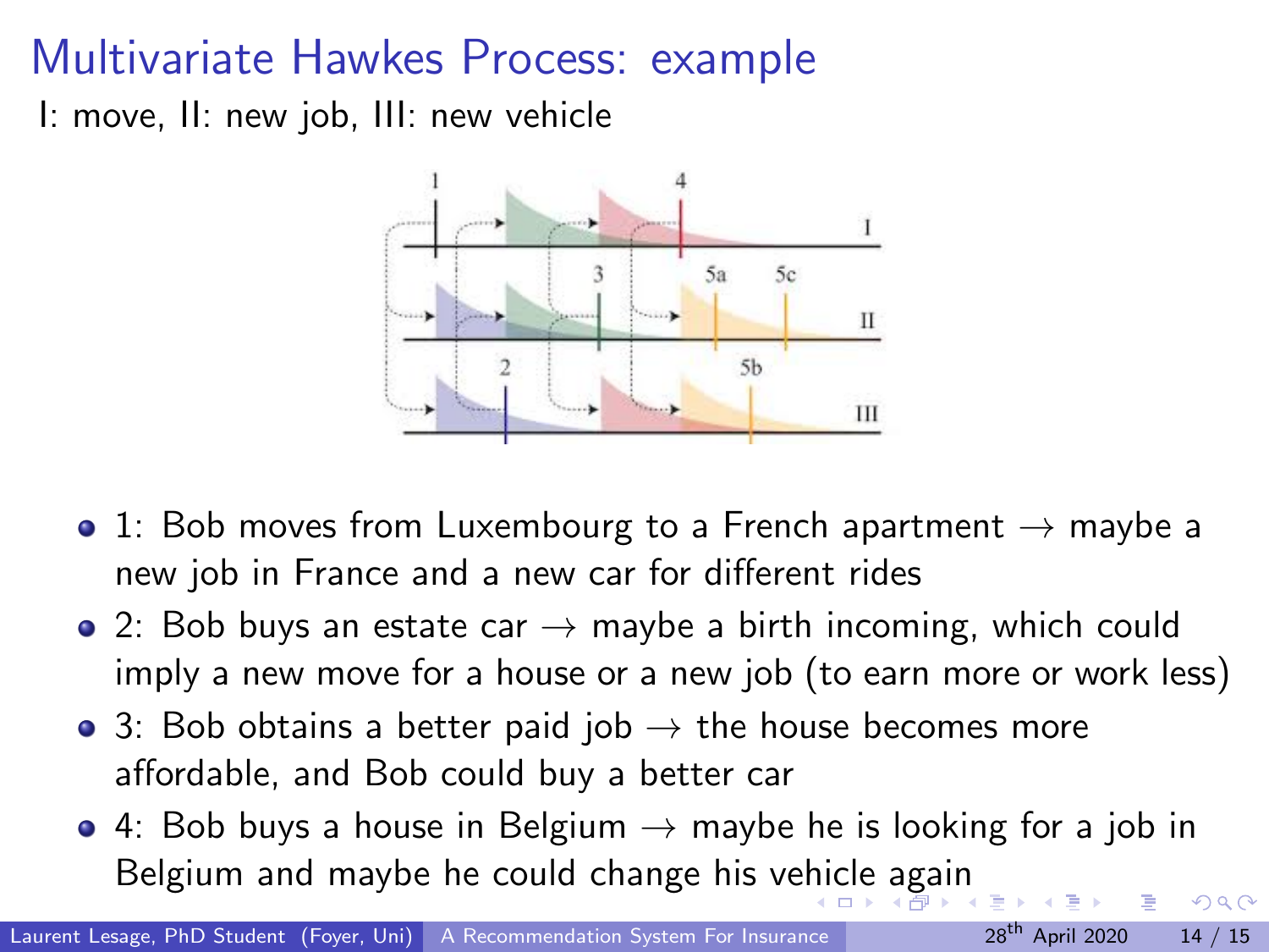# Multivariate Hawkes Process: example

I: move, II: new job, III: new vehicle

- 1: Bob moves from Luxembourg to a French apartment → maybe a new job in France and a new car for different rides
- 2: Bob buys an estate car → maybe a birth incoming, which could imply a new move for a house or a new job (to earn more or work less)
- 3: Bob obtains a better paid job → the house becomes more affordable, and Bob could buy a better car
- 4: Bob buys a house in Belgium → maybe he is looking for a job in Belgium and maybe he could change his vehicle again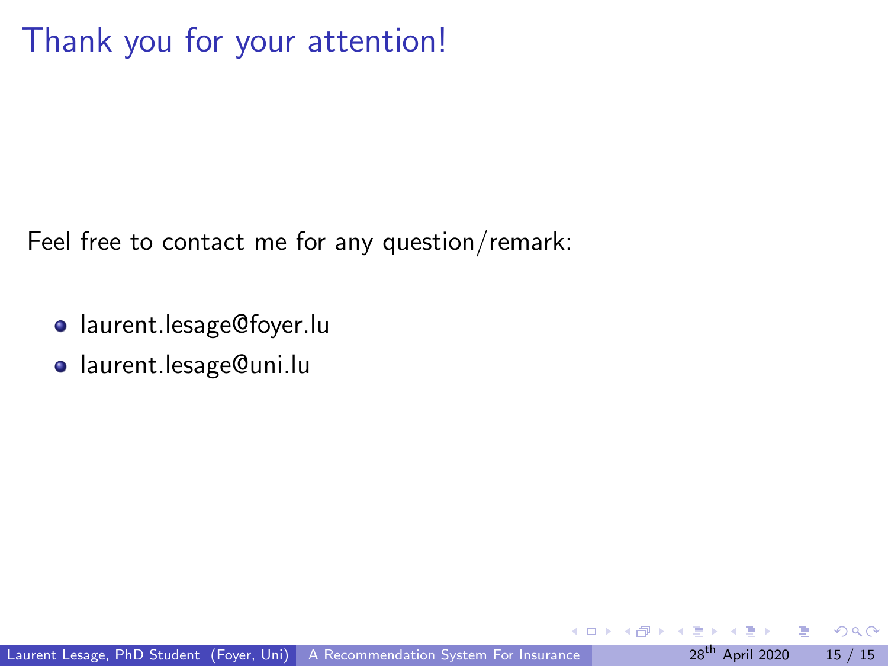# Thank you for your attention!

Feel free to contact me for any question/remark:

- laurent.lesage@foyer.lu
- laurent.lesage@uni.lu